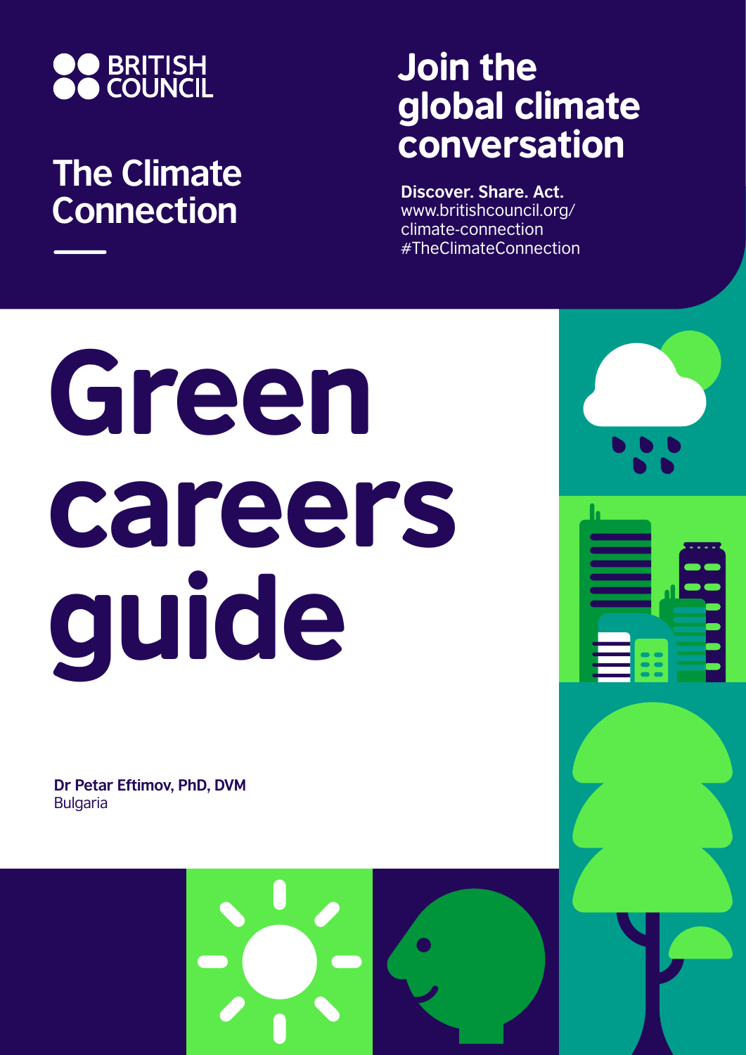BRITISH COUNCIL

## The Climate Connection

## Join the global climate conversation

**Discover. Share. Act.**
www.britishcouncil.org/climate-connection
#TheClimateConnection

# Green careers guide

**Dr Petar Eftimov, PhD, DVM**
Bulgaria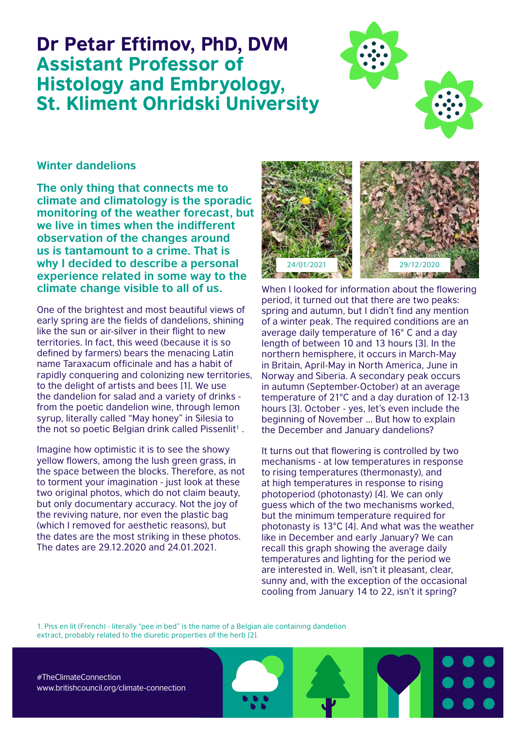# Dr Petar Eftimov, PhD, DVM

## Assistant Professor of Histology and Embryology, St. Kliment Ohridski University

### Winter dandelions

**The only thing that connects me to climate and climatology is the sporadic monitoring of the weather forecast, but we live in times when the indifferent observation of the changes around us is tantamount to a crime. That is why I decided to describe a personal experience related in some way to the climate change visible to all of us.**

One of the brightest and most beautiful views of early spring are the fields of dandelions, shining like the sun or air-silver in their flight to new territories. In fact, this weed (because it is so defined by farmers) bears the menacing Latin name Taraxacum officinale and has a habit of rapidly conquering and colonizing new territories, to the delight of artists and bees [1]. We use the dandelion for salad and a variety of drinks - from the poetic dandelion wine, through lemon syrup, literally called "May honey" in Silesia to the not so poetic Belgian drink called Pissenlit[1] .

Imagine how optimistic it is to see the showy yellow flowers, among the lush green grass, in the space between the blocks. Therefore, as not to torment your imagination - just look at these two original photos, which do not claim beauty, but only documentary accuracy. Not the joy of the reviving nature, nor even the plastic bag (which I removed for aesthetic reasons), but the dates are the most striking in these photos. The dates are 29.12.2020 and 24.01.2021.

24/01/2021

29/12/2020

When I looked for information about the flowering period, it turned out that there are two peaks: spring and autumn, but I didn't find any mention of a winter peak. The required conditions are an average daily temperature of 16° C and a day length of between 10 and 13 hours [3]. In the northern hemisphere, it occurs in March-May in Britain, April-May in North America, June in Norway and Siberia. A secondary peak occurs in autumn (September-October) at an average temperature of 21°C and a day duration of 12-13 hours [3]. October - yes, let's even include the beginning of November ... But how to explain the December and January dandelions?

It turns out that flowering is controlled by two mechanisms - at low temperatures in response to rising temperatures (thermonasty), and at high temperatures in response to rising photoperiod (photonasty) [4]. We can only guess which of the two mechanisms worked, but the minimum temperature required for photonasty is 13°C [4]. And what was the weather like in December and early January? We can recall this graph showing the average daily temperatures and lighting for the period we are interested in. Well, isn't it pleasant, clear, sunny and, with the exception of the occasional cooling from January 14 to 22, isn't it spring?

1. Piss en lit (French) - literally "pee in bed" is the name of a Belgian ale containing dandelion extract, probably related to the diuretic properties of the herb [2].

#TheClimateConnection
www.britishcouncil.org/climate-connection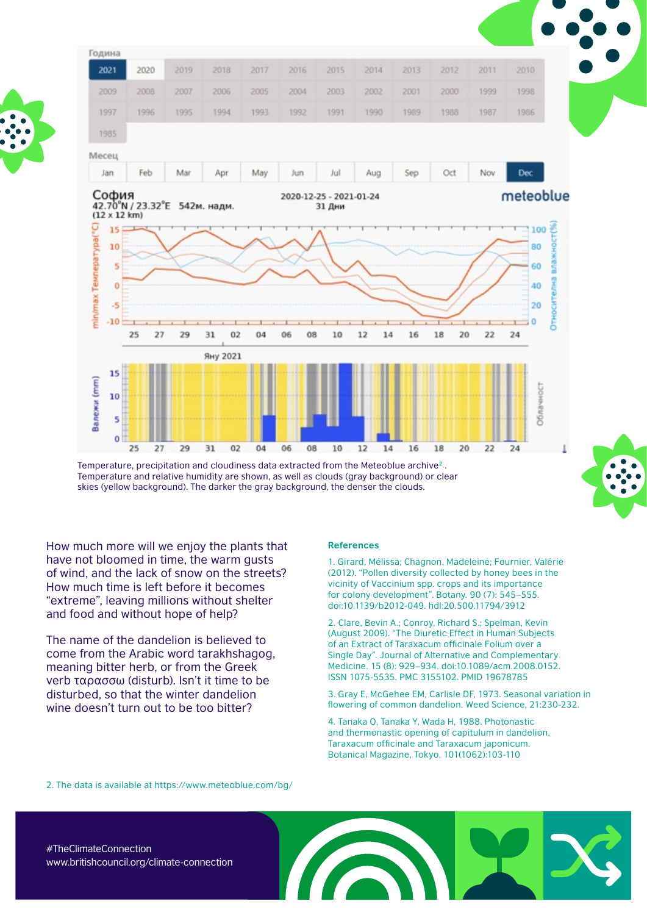Година

2021 2020 2019 2018 2017 2016 2015 2014 2013 2012 2011 2010
2009 2008 2007 2006 2005 2004 2003 2002 2001 2000 1999 1998
1997 1996 1995 1994 1993 1992 1991 1990 1989 1988 1987 1986
1985

Месец

Jan Feb Mar Apr May Jun Jul Aug Sep Oct Nov Dec

София
42.70°N / 23.32°E 542м. надм.
(12 x 12 km)

2020-12-25 - 2021-01-24
31 Дни

meteoblue

min/max Температура(°C)
15
10
5
0
-5
-10

Относителна влажност(%)
100
80
60
40
20
0

25 27 29 31 02 04 06 08 10 12 14 16 18 20 22 24

Яну 2021

Валежи (mm)
15
10
5
0

Облачност

25 27 29 31 02 04 06 08 10 12 14 16 18 20 22 24

Temperature, precipitation and cloudiness data extracted from the Meteoblue archive[2]. Temperature and relative humidity are shown, as well as clouds (gray background) or clear skies (yellow background). The darker the gray background, the denser the clouds.

How much more will we enjoy the plants that have not bloomed in time, the warm gusts of wind, and the lack of snow on the streets? How much time is left before it becomes "extreme", leaving millions without shelter and food and without hope of help?

The name of the dandelion is believed to come from the Arabic word tarakhshagog, meaning bitter herb, or from the Greek verb ταρασσω (disturb). Isn't it time to be disturbed, so that the winter dandelion wine doesn't turn out to be too bitter?

## References

1. Girard, Mélissa; Chagnon, Madeleine; Fournier, Valérie (2012). "Pollen diversity collected by honey bees in the vicinity of Vaccinium spp. crops and its importance for colony development". Botany. 90 (7): 545–555. doi:10.1139/b2012-049. hdl:20.500.11794/3912

2. Clare, Bevin A.; Conroy, Richard S.; Spelman, Kevin (August 2009). "The Diuretic Effect in Human Subjects of an Extract of Taraxacum officinale Folium over a Single Day". Journal of Alternative and Complementary Medicine. 15 (8): 929–934. doi:10.1089/acm.2008.0152. ISSN 1075-5535. PMC 3155102. PMID 19678785

3. Gray E, McGehee EM, Carlisle DF, 1973. Seasonal variation in flowering of common dandelion. Weed Science, 21:230-232.

4. Tanaka O, Tanaka Y, Wada H, 1988. Photonastic and thermonastic opening of capitulum in dandelion, Taraxacum officinale and Taraxacum japonicum. Botanical Magazine, Tokyo, 101(1062):103-110

2. The data is available at https://www.meteoblue.com/bg/

#TheClimateConnection
www.britishcouncil.org/climate-connection